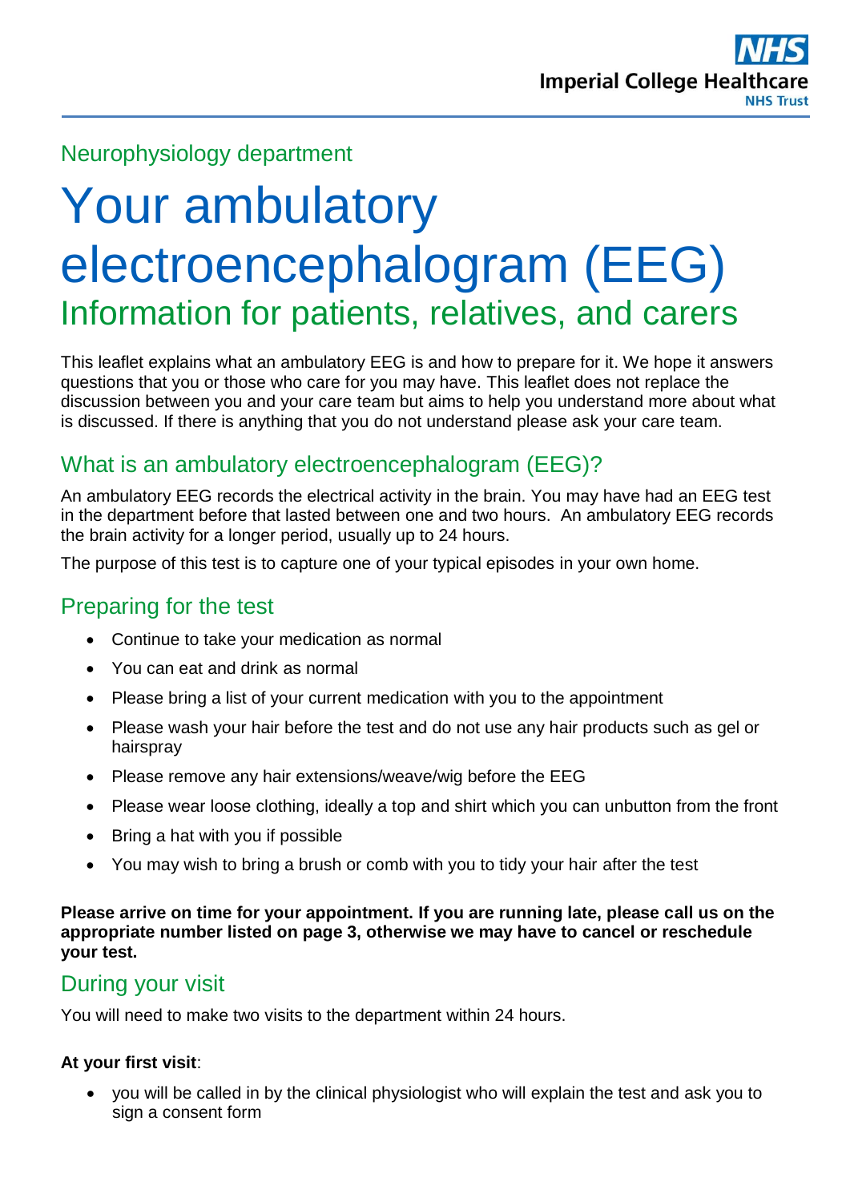Neurophysiology department

# Your ambulatory electroencephalogram (EEG)

## Information for patients, relatives, and carers

This leaflet explains what an ambulatory EEG is and how to prepare for it. We hope it answers questions that you or those who care for you may have. This leaflet does not replace the discussion between you and your care team but aims to help you understand more about what is discussed. If there is anything that you do not understand please ask your care team.

## What is an ambulatory electroencephalogram (EEG)?

An ambulatory EEG records the electrical activity in the brain. You may have had an EEG test in the department before that lasted between one and two hours. An ambulatory EEG records the brain activity for a longer period, usually up to 24 hours.

The purpose of this test is to capture one of your typical episodes in your own home.

## Preparing for the test

- Continue to take your medication as normal
- You can eat and drink as normal
- Please bring a list of your current medication with you to the appointment
- Please wash your hair before the test and do not use any hair products such as gel or hairspray
- Please remove any hair extensions/weave/wig before the EEG
- Please wear loose clothing, ideally a top and shirt which you can unbutton from the front
- Bring a hat with you if possible
- You may wish to bring a brush or comb with you to tidy your hair after the test

**Please arrive on time for your appointment. If you are running late, please call us on the appropriate number listed on page 3, otherwise we may have to cancel or reschedule your test.**

## During your visit

You will need to make two visits to the department within 24 hours.

**At your first visit**:

- you will be called in by the clinical physiologist who will explain the test and ask you to sign a consent form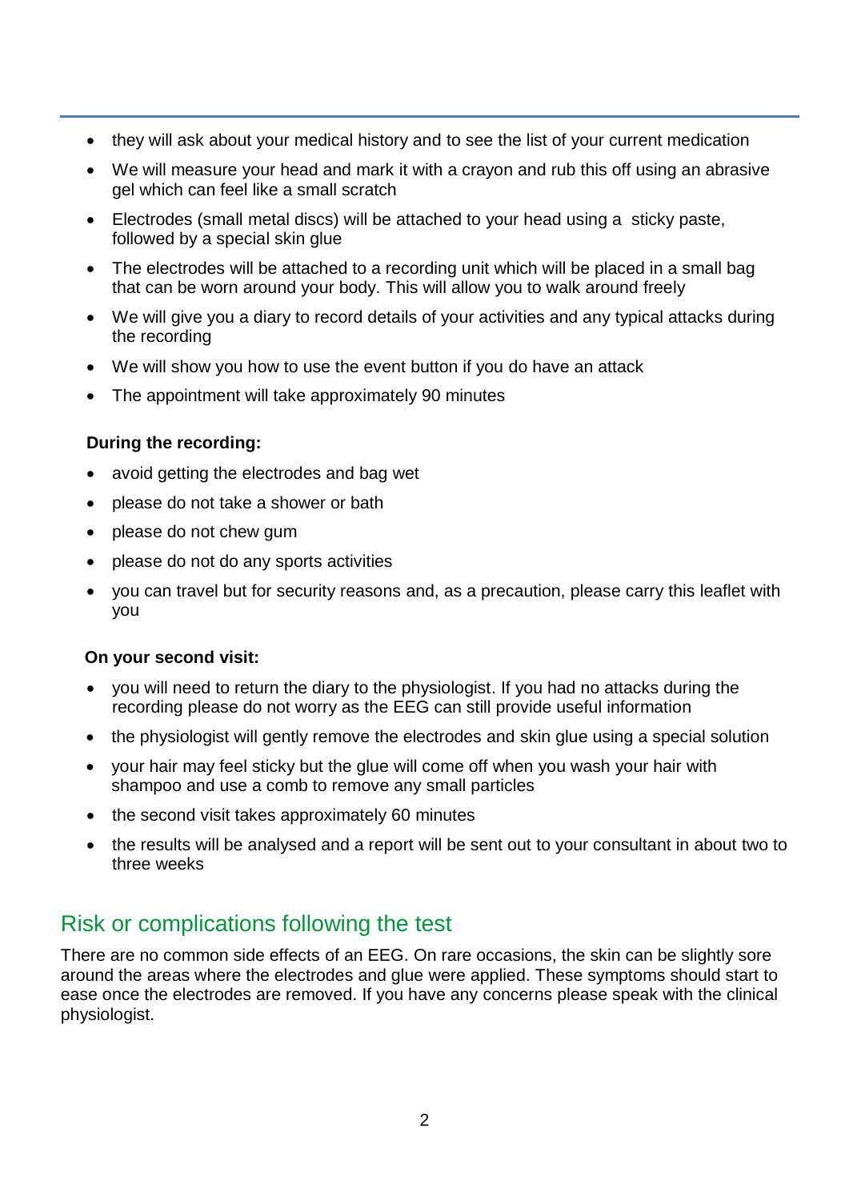- they will ask about your medical history and to see the list of your current medication
- We will measure your head and mark it with a crayon and rub this off using an abrasive gel which can feel like a small scratch
- Electrodes (small metal discs) will be attached to your head using a sticky paste, followed by a special skin glue
- The electrodes will be attached to a recording unit which will be placed in a small bag that can be worn around your body. This will allow you to walk around freely
- We will give you a diary to record details of your activities and any typical attacks during the recording
- We will show you how to use the event button if you do have an attack
- The appointment will take approximately 90 minutes

**During the recording:**

- avoid getting the electrodes and bag wet
- please do not take a shower or bath
- please do not chew gum
- please do not do any sports activities
- you can travel but for security reasons and, as a precaution, please carry this leaflet with you

**On your second visit:**

- you will need to return the diary to the physiologist. If you had no attacks during the recording please do not worry as the EEG can still provide useful information
- the physiologist will gently remove the electrodes and skin glue using a special solution
- your hair may feel sticky but the glue will come off when you wash your hair with shampoo and use a comb to remove any small particles
- the second visit takes approximately 60 minutes
- the results will be analysed and a report will be sent out to your consultant in about two to three weeks

## Risk or complications following the test

There are no common side effects of an EEG. On rare occasions, the skin can be slightly sore around the areas where the electrodes and glue were applied. These symptoms should start to ease once the electrodes are removed. If you have any concerns please speak with the clinical physiologist.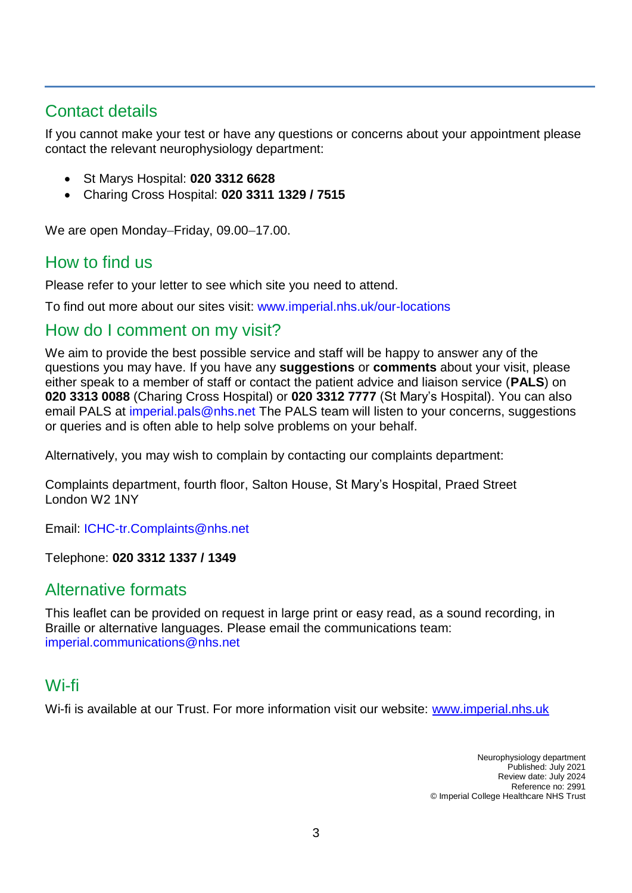## Contact details

If you cannot make your test or have any questions or concerns about your appointment please contact the relevant neurophysiology department:

- St Marys Hospital: **020 3312 6628**
- Charing Cross Hospital: **020 3311 1329 / 7515**

We are open Monday–Friday, 09.00–17.00.

## How to find us

Please refer to your letter to see which site you need to attend.

To find out more about our sites visit: www.imperial.nhs.uk/our-locations

## How do I comment on my visit?

We aim to provide the best possible service and staff will be happy to answer any of the questions you may have. If you have any **suggestions** or **comments** about your visit, please either speak to a member of staff or contact the patient advice and liaison service (**PALS**) on **020 3313 0088** (Charing Cross Hospital) or **020 3312 7777** (St Mary's Hospital). You can also email PALS at imperial.pals@nhs.net The PALS team will listen to your concerns, suggestions or queries and is often able to help solve problems on your behalf.

Alternatively, you may wish to complain by contacting our complaints department:

Complaints department, fourth floor, Salton House, St Mary's Hospital, Praed Street
London W2 1NY

Email: ICHC-tr.Complaints@nhs.net

Telephone: **020 3312 1337 / 1349**

## Alternative formats

This leaflet can be provided on request in large print or easy read, as a sound recording, in Braille or alternative languages. Please email the communications team: imperial.communications@nhs.net

## Wi-fi

Wi-fi is available at our Trust. For more information visit our website: www.imperial.nhs.uk

Neurophysiology department
Published: July 2021
Review date: July 2024
Reference no: 2991
© Imperial College Healthcare NHS Trust